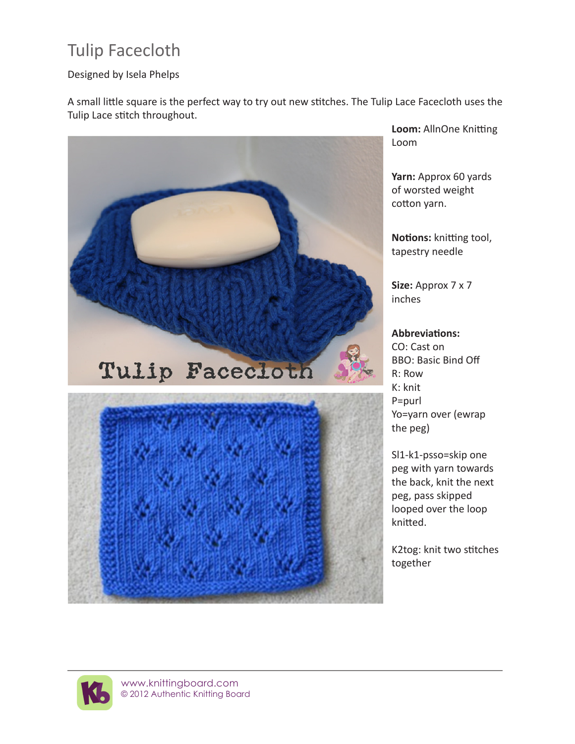# Tulip Facecloth

Designed by Isela Phelps

A small little square is the perfect way to try out new stitches. The Tulip Lace Facecloth uses the Tulip Lace stitch throughout.

**Loom:** AllnOne Knitting Loom

**Yarn:** Approx 60 yards of worsted weight cotton yarn.

**Notions:** knitting tool, tapestry needle

**Size:** Approx 7 x 7 inches

**Abbreviations:**
CO: Cast on
BBO: Basic Bind Off
R: Row
K: knit
P=purl
Yo=yarn over (ewrap the peg)

Sl1-k1-psso=skip one peg with yarn towards the back, knit the next peg, pass skipped looped over the loop knitted.

K2tog: knit two stitches together

www.knittingboard.com
© 2012 Authentic Knitting Board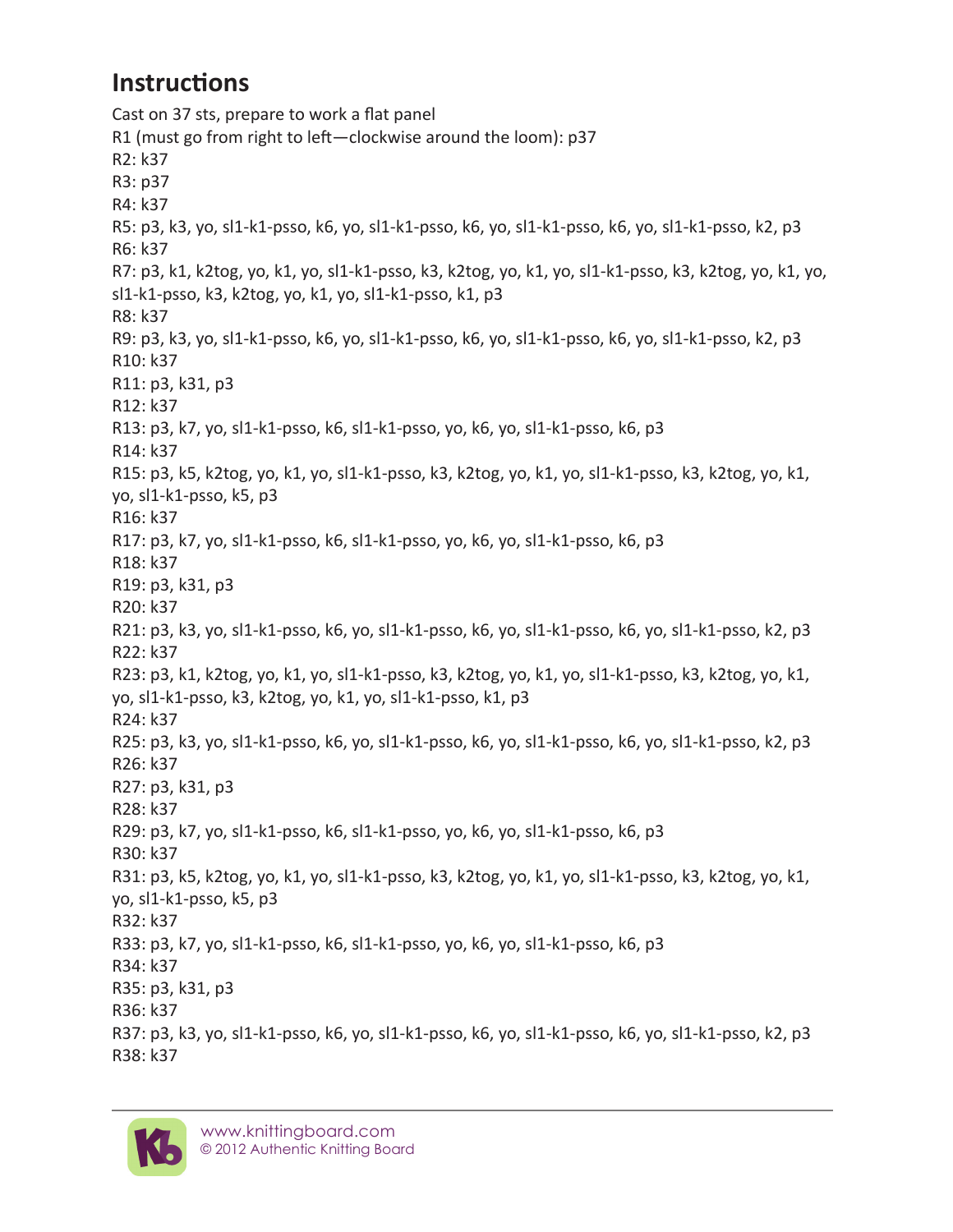## Instructions

Cast on 37 sts, prepare to work a flat panel

R1 (must go from right to left—clockwise around the loom): p37

R2: k37

R3: p37

R4: k37

R5: p3, k3, yo, sl1-k1-psso, k6, yo, sl1-k1-psso, k6, yo, sl1-k1-psso, k6, yo, sl1-k1-psso, k2, p3

R6: k37

R7: p3, k1, k2tog, yo, k1, yo, sl1-k1-psso, k3, k2tog, yo, k1, yo, sl1-k1-psso, k3, k2tog, yo, k1, yo, sl1-k1-psso, k3, k2tog, yo, k1, yo, sl1-k1-psso, k1, p3

R8: k37

R9: p3, k3, yo, sl1-k1-psso, k6, yo, sl1-k1-psso, k6, yo, sl1-k1-psso, k6, yo, sl1-k1-psso, k2, p3

R10: k37

R11: p3, k31, p3

R12: k37

R13: p3, k7, yo, sl1-k1-psso, k6, sl1-k1-psso, yo, k6, yo, sl1-k1-psso, k6, p3

R14: k37

R15: p3, k5, k2tog, yo, k1, yo, sl1-k1-psso, k3, k2tog, yo, k1, yo, sl1-k1-psso, k3, k2tog, yo, k1, yo, sl1-k1-psso, k5, p3

R16: k37

R17: p3, k7, yo, sl1-k1-psso, k6, sl1-k1-psso, yo, k6, yo, sl1-k1-psso, k6, p3

R18: k37

R19: p3, k31, p3

R20: k37

R21: p3, k3, yo, sl1-k1-psso, k6, yo, sl1-k1-psso, k6, yo, sl1-k1-psso, k6, yo, sl1-k1-psso, k2, p3

R22: k37

R23: p3, k1, k2tog, yo, k1, yo, sl1-k1-psso, k3, k2tog, yo, k1, yo, sl1-k1-psso, k3, k2tog, yo, k1, yo, sl1-k1-psso, k3, k2tog, yo, k1, yo, sl1-k1-psso, k1, p3

R24: k37

R25: p3, k3, yo, sl1-k1-psso, k6, yo, sl1-k1-psso, k6, yo, sl1-k1-psso, k6, yo, sl1-k1-psso, k2, p3

R26: k37

R27: p3, k31, p3

R28: k37

R29: p3, k7, yo, sl1-k1-psso, k6, sl1-k1-psso, yo, k6, yo, sl1-k1-psso, k6, p3

R30: k37

R31: p3, k5, k2tog, yo, k1, yo, sl1-k1-psso, k3, k2tog, yo, k1, yo, sl1-k1-psso, k3, k2tog, yo, k1, yo, sl1-k1-psso, k5, p3

R32: k37

R33: p3, k7, yo, sl1-k1-psso, k6, sl1-k1-psso, yo, k6, yo, sl1-k1-psso, k6, p3

R34: k37

R35: p3, k31, p3

R36: k37

R37: p3, k3, yo, sl1-k1-psso, k6, yo, sl1-k1-psso, k6, yo, sl1-k1-psso, k6, yo, sl1-k1-psso, k2, p3

R38: k37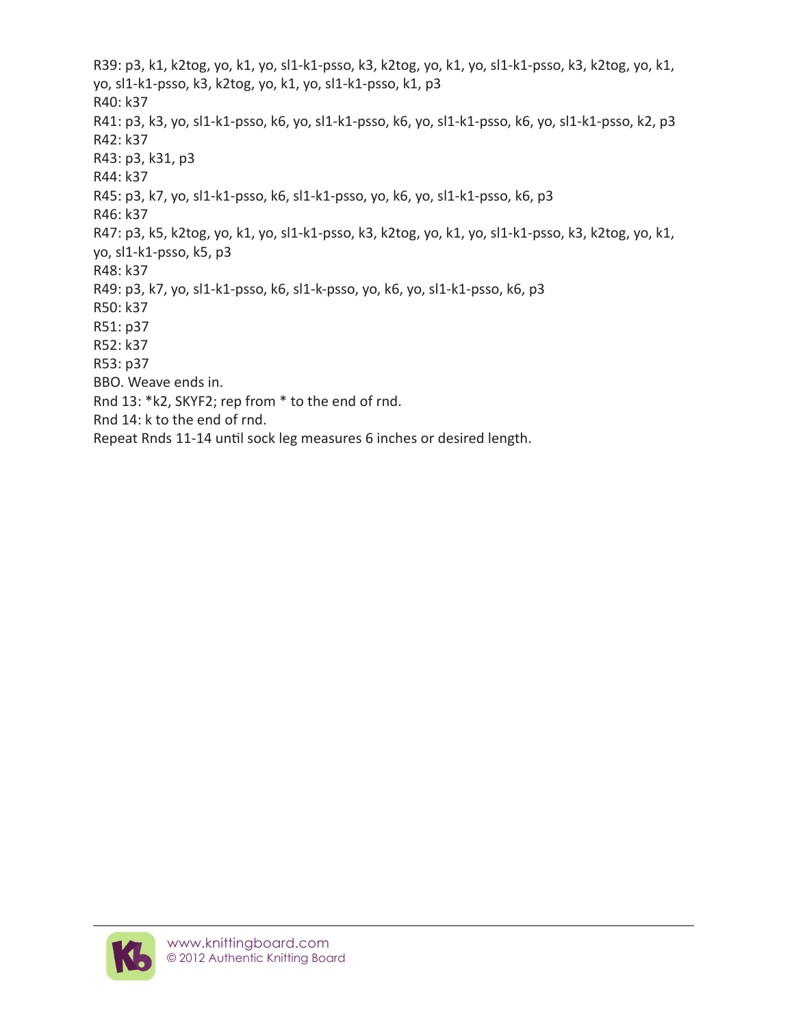R39: p3, k1, k2tog, yo, k1, yo, sl1-k1-psso, k3, k2tog, yo, k1, yo, sl1-k1-psso, k3, k2tog, yo, k1, yo, sl1-k1-psso, k3, k2tog, yo, k1, yo, sl1-k1-psso, k1, p3

R40: k37

R41: p3, k3, yo, sl1-k1-psso, k6, yo, sl1-k1-psso, k6, yo, sl1-k1-psso, k6, yo, sl1-k1-psso, k2, p3

R42: k37

R43: p3, k31, p3

R44: k37

R45: p3, k7, yo, sl1-k1-psso, k6, sl1-k1-psso, yo, k6, yo, sl1-k1-psso, k6, p3

R46: k37

R47: p3, k5, k2tog, yo, k1, yo, sl1-k1-psso, k3, k2tog, yo, k1, yo, sl1-k1-psso, k3, k2tog, yo, k1, yo, sl1-k1-psso, k5, p3

R48: k37

R49: p3, k7, yo, sl1-k1-psso, k6, sl1-k-psso, yo, k6, yo, sl1-k1-psso, k6, p3

R50: k37

R51: p37

R52: k37

R53: p37

BBO. Weave ends in.

Rnd 13: *k2, SKYF2; rep from * to the end of rnd.

Rnd 14: k to the end of rnd.

Repeat Rnds 11-14 until sock leg measures 6 inches or desired length.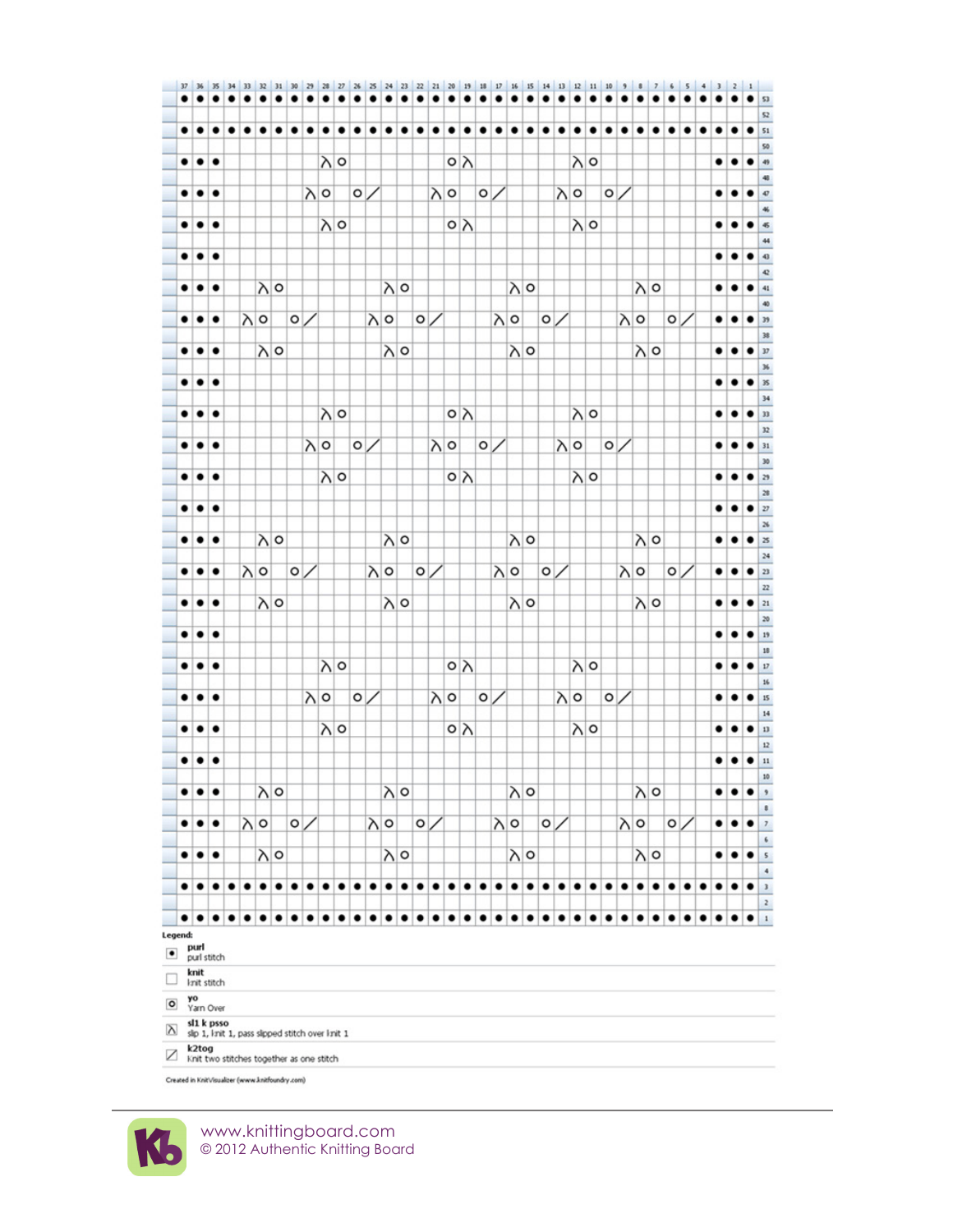Legend:

- **purl** — purl stitch
- **knit** — knit stitch
- **yo** — Yarn Over
- **sl1 k psso** — slip 1, knit 1, pass slipped stitch over knit 1
- **k2tog** — Knit two stitches together as one stitch

Created in KnitVisualizer (www.knitfoundry.com)

www.knittingboard.com
© 2012 Authentic Knitting Board